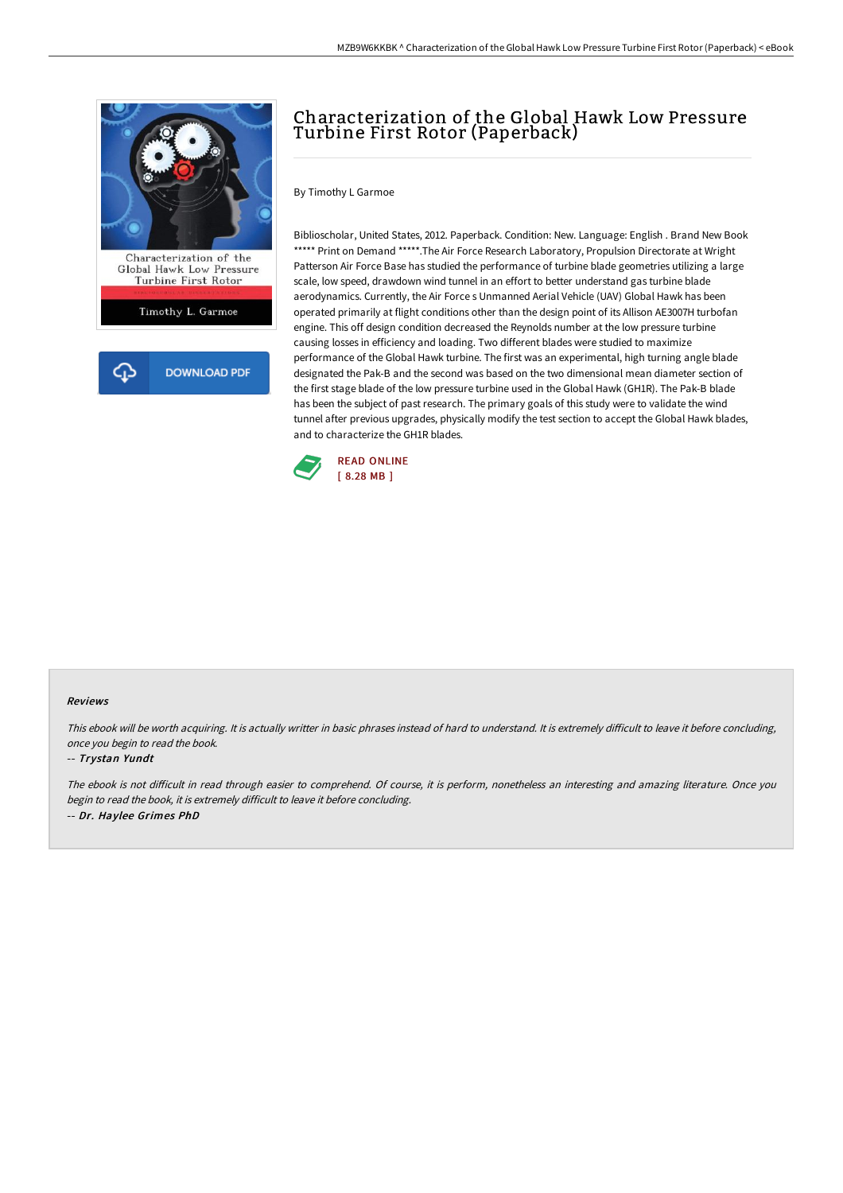# Characterization of the Global Hawk Low Pressure Turbine First Rotor (Paperback)

By Timothy L Garmoe

Biblioscholar, United States, 2012. Paperback. Condition: New. Language: English . Brand New Book ***** Print on Demand *****.The Air Force Research Laboratory, Propulsion Directorate at Wright Patterson Air Force Base has studied the performance of turbine blade geometries utilizing a large scale, low speed, drawdown wind tunnel in an effort to better understand gas turbine blade aerodynamics. Currently, the Air Force s Unmanned Aerial Vehicle (UAV) Global Hawk has been operated primarily at flight conditions other than the design point of its Allison AE3007H turbofan engine. This off design condition decreased the Reynolds number at the low pressure turbine causing losses in efficiency and loading. Two different blades were studied to maximize performance of the Global Hawk turbine. The first was an experimental, high turning angle blade designated the Pak-B and the second was based on the two dimensional mean diameter section of the first stage blade of the low pressure turbine used in the Global Hawk (GH1R). The Pak-B blade has been the subject of past research. The primary goals of this study were to validate the wind tunnel after previous upgrades, physically modify the test section to accept the Global Hawk blades, and to characterize the GH1R blades.

READ ONLINE
[ 8.28 MB ]

## Reviews

*This ebook will be worth acquiring. It is actually writter in basic phrases instead of hard to understand. It is extremely difficult to leave it before concluding, once you begin to read the book.*

*-- Trystan Yundt*

*The ebook is not difficult in read through easier to comprehend. Of course, it is perform, nonetheless an interesting and amazing literature. Once you begin to read the book, it is extremely difficult to leave it before concluding.*

*-- Dr. Haylee Grimes PhD*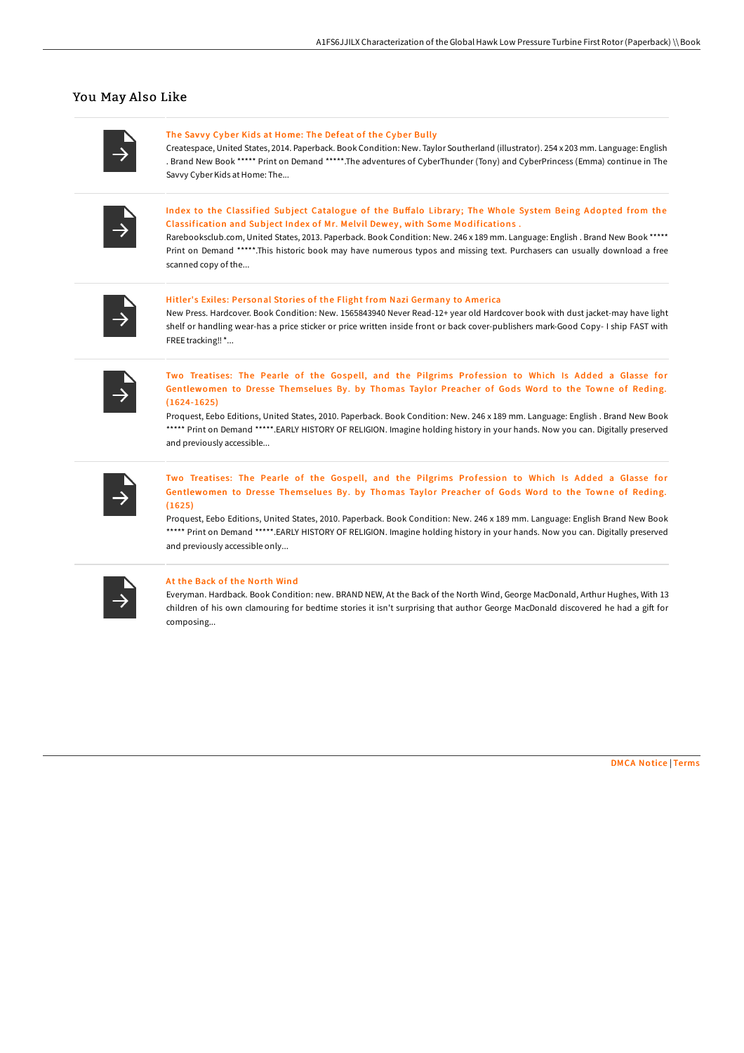## You May Also Like

**The Savvy Cyber Kids at Home: The Defeat of the Cyber Bully**

Createspace, United States, 2014. Paperback. Book Condition: New. Taylor Southerland (illustrator). 254 x 203 mm. Language: English . Brand New Book ***** Print on Demand *****.The adventures of CyberThunder (Tony) and CyberPrincess (Emma) continue in The Savvy Cyber Kids at Home: The...

**Index to the Classified Subject Catalogue of the Buffalo Library; The Whole System Being Adopted from the Classification and Subject Index of Mr. Melvil Dewey, with Some Modifications .**

Rarebooksclub.com, United States, 2013. Paperback. Book Condition: New. 246 x 189 mm. Language: English . Brand New Book ***** Print on Demand *****.This historic book may have numerous typos and missing text. Purchasers can usually download a free scanned copy of the...

**Hitler's Exiles: Personal Stories of the Flight from Nazi Germany to America**

New Press. Hardcover. Book Condition: New. 1565843940 Never Read-12+ year old Hardcover book with dust jacket-may have light shelf or handling wear-has a price sticker or price written inside front or back cover-publishers mark-Good Copy- I ship FAST with FREE tracking!! *...

**Two Treatises: The Pearle of the Gospell, and the Pilgrims Profession to Which Is Added a Glasse for Gentlewomen to Dresse Themselues By. by Thomas Taylor Preacher of Gods Word to the Towne of Reding. (1624-1625)**

Proquest, Eebo Editions, United States, 2010. Paperback. Book Condition: New. 246 x 189 mm. Language: English . Brand New Book ***** Print on Demand *****.EARLY HISTORY OF RELIGION. Imagine holding history in your hands. Now you can. Digitally preserved and previously accessible...

**Two Treatises: The Pearle of the Gospell, and the Pilgrims Profession to Which Is Added a Glasse for Gentlewomen to Dresse Themselues By. by Thomas Taylor Preacher of Gods Word to the Towne of Reding. (1625)**

Proquest, Eebo Editions, United States, 2010. Paperback. Book Condition: New. 246 x 189 mm. Language: English Brand New Book ***** Print on Demand *****.EARLY HISTORY OF RELIGION. Imagine holding history in your hands. Now you can. Digitally preserved and previously accessible only...

**At the Back of the North Wind**

Everyman. Hardback. Book Condition: new. BRAND NEW, At the Back of the North Wind, George MacDonald, Arthur Hughes, With 13 children of his own clamouring for bedtime stories it isn't surprising that author George MacDonald discovered he had a gift for composing...

DMCA Notice | Terms